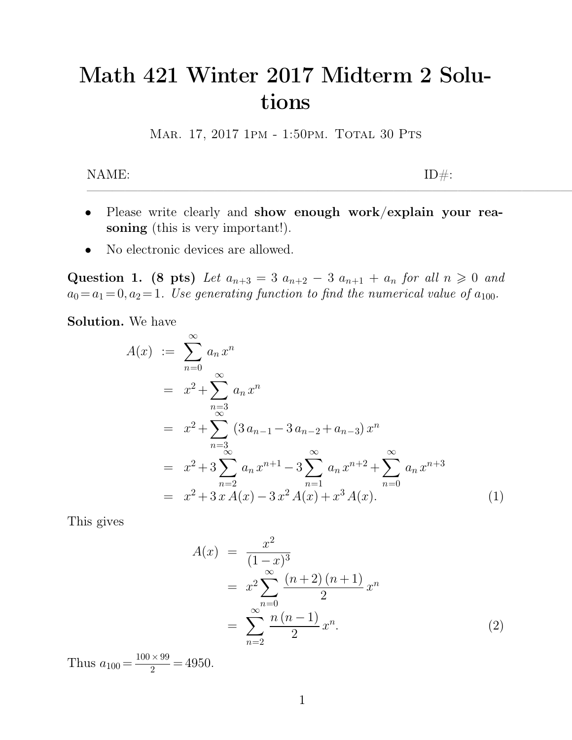# Math 421 Winter 2017 Midterm 2 Solutions

Mar. 17, 2017 1pm - 1:50pm. Total 30 Pts

NAME: ID#:

---

- Please write clearly and **show enough work/explain your reasoning** (this is very important!).
- No electronic devices are allowed.

**Question 1. (8 pts)** *Let $a_{n+3} = 3\,a_{n+2} - 3\,a_{n+1} + a_n$ for all $n \geqslant 0$ and $a_0 = a_1 = 0, a_2 = 1$. Use generating function to find the numerical value of $a_{100}$.*

**Solution.** We have

$$
\begin{aligned}
A(x) &:= \sum_{n=0}^{\infty} a_n\, x^n \\
&= x^2 + \sum_{n=3}^{\infty} a_n\, x^n \\
&= x^2 + \sum_{n=3}^{\infty} (3\,a_{n-1} - 3\,a_{n-2} + a_{n-3})\, x^n \\
&= x^2 + 3\sum_{n=2}^{\infty} a_n\, x^{n+1} - 3\sum_{n=1}^{\infty} a_n\, x^{n+2} + \sum_{n=0}^{\infty} a_n\, x^{n+3} \\
&= x^2 + 3\,x\,A(x) - 3\,x^2\,A(x) + x^3\,A(x). \qquad (1)
\end{aligned}
$$

This gives

$$
\begin{aligned}
A(x) &= \frac{x^2}{(1-x)^3} \\
&= x^2 \sum_{n=0}^{\infty} \frac{(n+2)\,(n+1)}{2}\, x^n \\
&= \sum_{n=2}^{\infty} \frac{n\,(n-1)}{2}\, x^n. \qquad (2)
\end{aligned}
$$

Thus $a_{100} = \frac{100 \times 99}{2} = 4950$.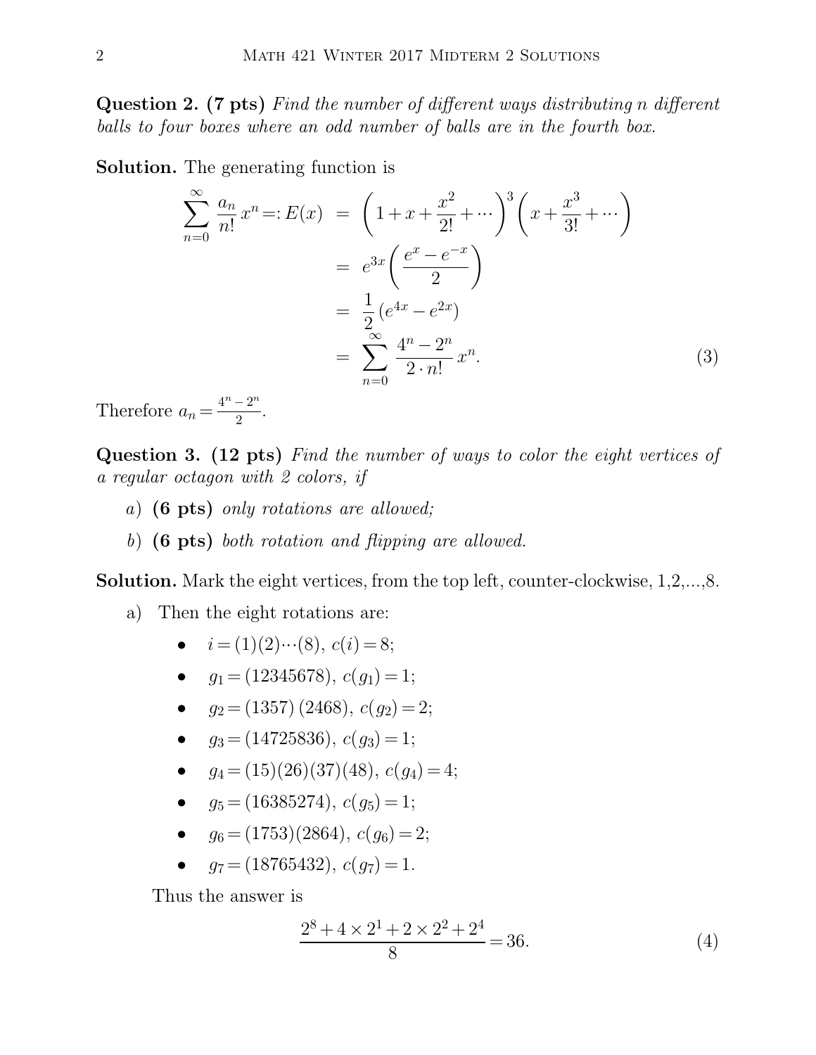**Question 2. (7 pts)** *Find the number of different ways distributing n different balls to four boxes where an odd number of balls are in the fourth box.*

**Solution.** The generating function is

$$
\begin{aligned}
\sum_{n=0}^{\infty} \frac{a_n}{n!} x^n =: E(x) &= \left(1 + x + \frac{x^2}{2!} + \cdots\right)^3 \left(x + \frac{x^3}{3!} + \cdots\right) \\
&= e^{3x} \left(\frac{e^x - e^{-x}}{2}\right) \\
&= \frac{1}{2} (e^{4x} - e^{2x}) \\
&= \sum_{n=0}^{\infty} \frac{4^n - 2^n}{2 \cdot n!} x^n. \qquad (3)
\end{aligned}
$$

Therefore $a_n = \frac{4^n - 2^n}{2}$.

**Question 3. (12 pts)** *Find the number of ways to color the eight vertices of a regular octagon with 2 colors, if*

*a)* **(6 pts)** *only rotations are allowed;*

*b)* **(6 pts)** *both rotation and flipping are allowed.*

**Solution.** Mark the eight vertices, from the top left, counter-clockwise, 1,2,...,8.

a) Then the eight rotations are:

- $i = (1)(2)\cdots(8)$, $c(i) = 8$;
- $g_1 = (12345678)$, $c(g_1) = 1$;
- $g_2 = (1357)(2468)$, $c(g_2) = 2$;
- $g_3 = (14725836)$, $c(g_3) = 1$;
- $g_4 = (15)(26)(37)(48)$, $c(g_4) = 4$;
- $g_5 = (16385274)$, $c(g_5) = 1$;
- $g_6 = (1753)(2864)$, $c(g_6) = 2$;
- $g_7 = (18765432)$, $c(g_7) = 1$.

Thus the answer is

$$
\frac{2^8 + 4 \times 2^1 + 2 \times 2^2 + 2^4}{8} = 36. \qquad (4)
$$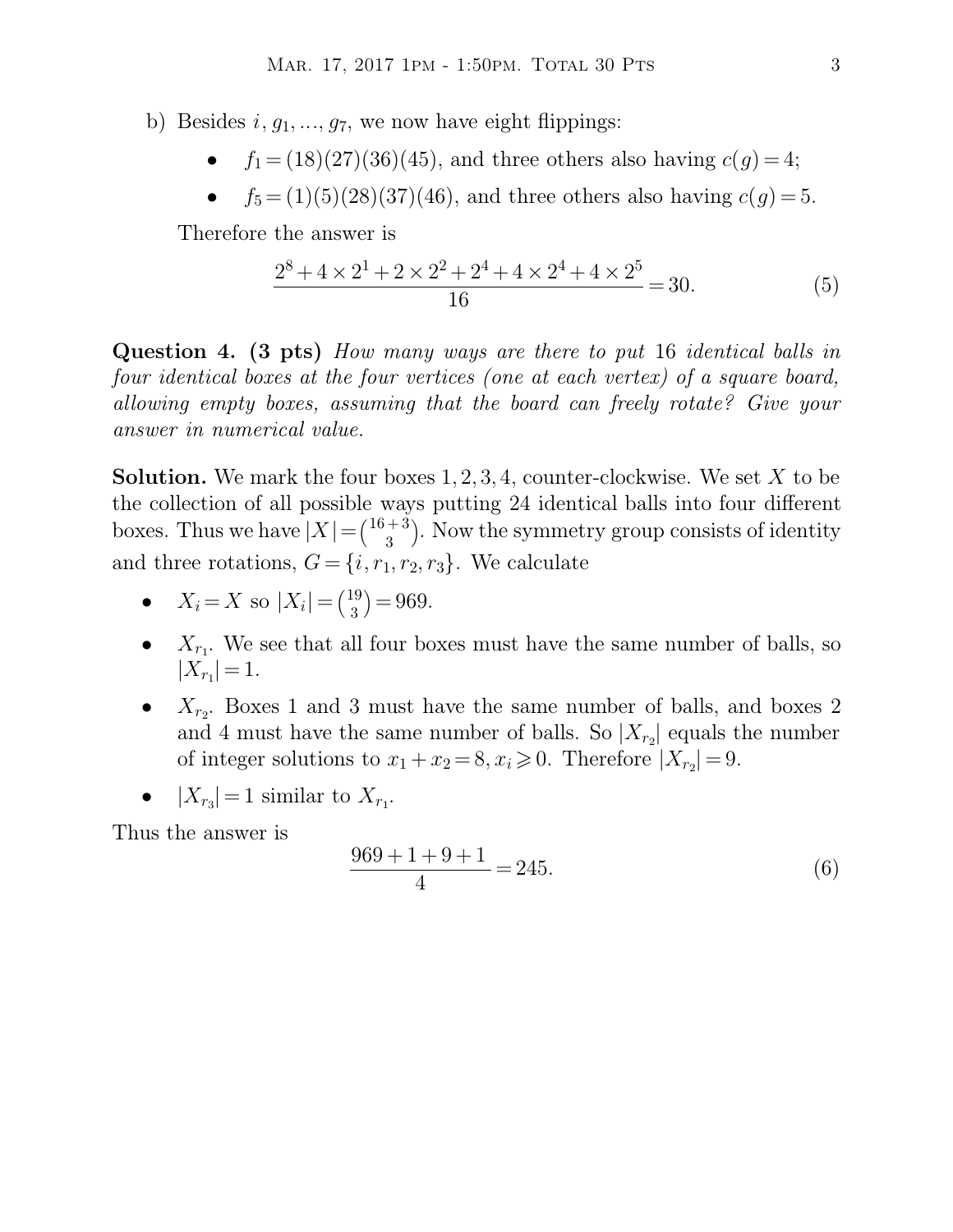b) Besides $i, g_1, \ldots, g_7$, we now have eight flippings:

- $f_1 = (18)(27)(36)(45)$, and three others also having $c(g) = 4$;
- $f_5 = (1)(5)(28)(37)(46)$, and three others also having $c(g) = 5$.

Therefore the answer is

$$\frac{2^8 + 4 \times 2^1 + 2 \times 2^2 + 2^4 + 4 \times 2^4 + 4 \times 2^5}{16} = 30. \tag{5}$$

**Question 4. (3 pts)** *How many ways are there to put 16 identical balls in four identical boxes at the four vertices (one at each vertex) of a square board, allowing empty boxes, assuming that the board can freely rotate? Give your answer in numerical value.*

**Solution.** We mark the four boxes $1, 2, 3, 4$, counter-clockwise. We set $X$ to be the collection of all possible ways putting 24 identical balls into four different boxes. Thus we have $|X| = \binom{16+3}{3}$. Now the symmetry group consists of identity and three rotations, $G = \{i, r_1, r_2, r_3\}$. We calculate

- $X_i = X$ so $|X_i| = \binom{19}{3} = 969$.
- $X_{r_1}$. We see that all four boxes must have the same number of balls, so $|X_{r_1}| = 1$.
- $X_{r_2}$. Boxes 1 and 3 must have the same number of balls, and boxes 2 and 4 must have the same number of balls. So $|X_{r_2}|$ equals the number of integer solutions to $x_1 + x_2 = 8, x_i \geqslant 0$. Therefore $|X_{r_2}| = 9$.
- $|X_{r_3}| = 1$ similar to $X_{r_1}$.

Thus the answer is

$$\frac{969 + 1 + 9 + 1}{4} = 245. \tag{6}$$